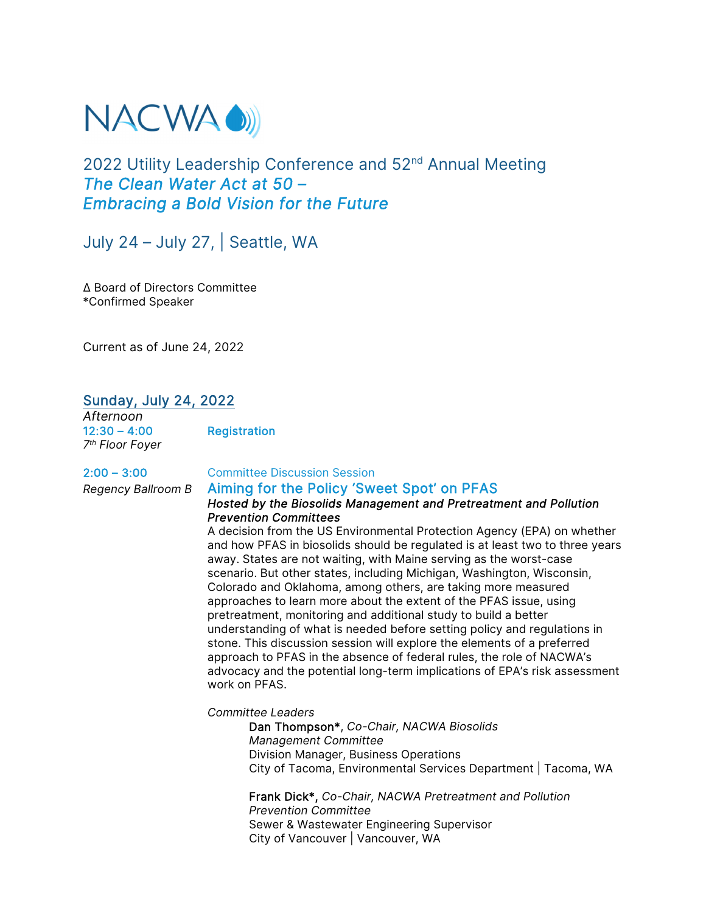NACWA

# 2022 Utility Leadership Conference and 52nd Annual Meeting

## *The Clean Water Act at 50 – Embracing a Bold Vision for the Future*

July 24 – July 27, | Seattle, WA

Δ Board of Directors Committee
*Confirmed Speaker

Current as of June 24, 2022

## Sunday, July 24, 2022

*Afternoon*

**12:30 – 4:00** — **Registration**
*7th Floor Foyer*

**2:00 – 3:00** — Committee Discussion Session
*Regency Ballroom B*

### Aiming for the Policy 'Sweet Spot' on PFAS

***Hosted by the Biosolids Management and Pretreatment and Pollution Prevention Committees***

A decision from the US Environmental Protection Agency (EPA) on whether and how PFAS in biosolids should be regulated is at least two to three years away. States are not waiting, with Maine serving as the worst-case scenario. But other states, including Michigan, Washington, Wisconsin, Colorado and Oklahoma, among others, are taking more measured approaches to learn more about the extent of the PFAS issue, using pretreatment, monitoring and additional study to build a better understanding of what is needed before setting policy and regulations in stone. This discussion session will explore the elements of a preferred approach to PFAS in the absence of federal rules, the role of NACWA's advocacy and the potential long-term implications of EPA's risk assessment work on PFAS.

*Committee Leaders*

**Dan Thompson***, *Co-Chair, NACWA Biosolids Management Committee*
Division Manager, Business Operations
City of Tacoma, Environmental Services Department | Tacoma, WA

**Frank Dick***, *Co-Chair, NACWA Pretreatment and Pollution Prevention Committee*
Sewer & Wastewater Engineering Supervisor
City of Vancouver | Vancouver, WA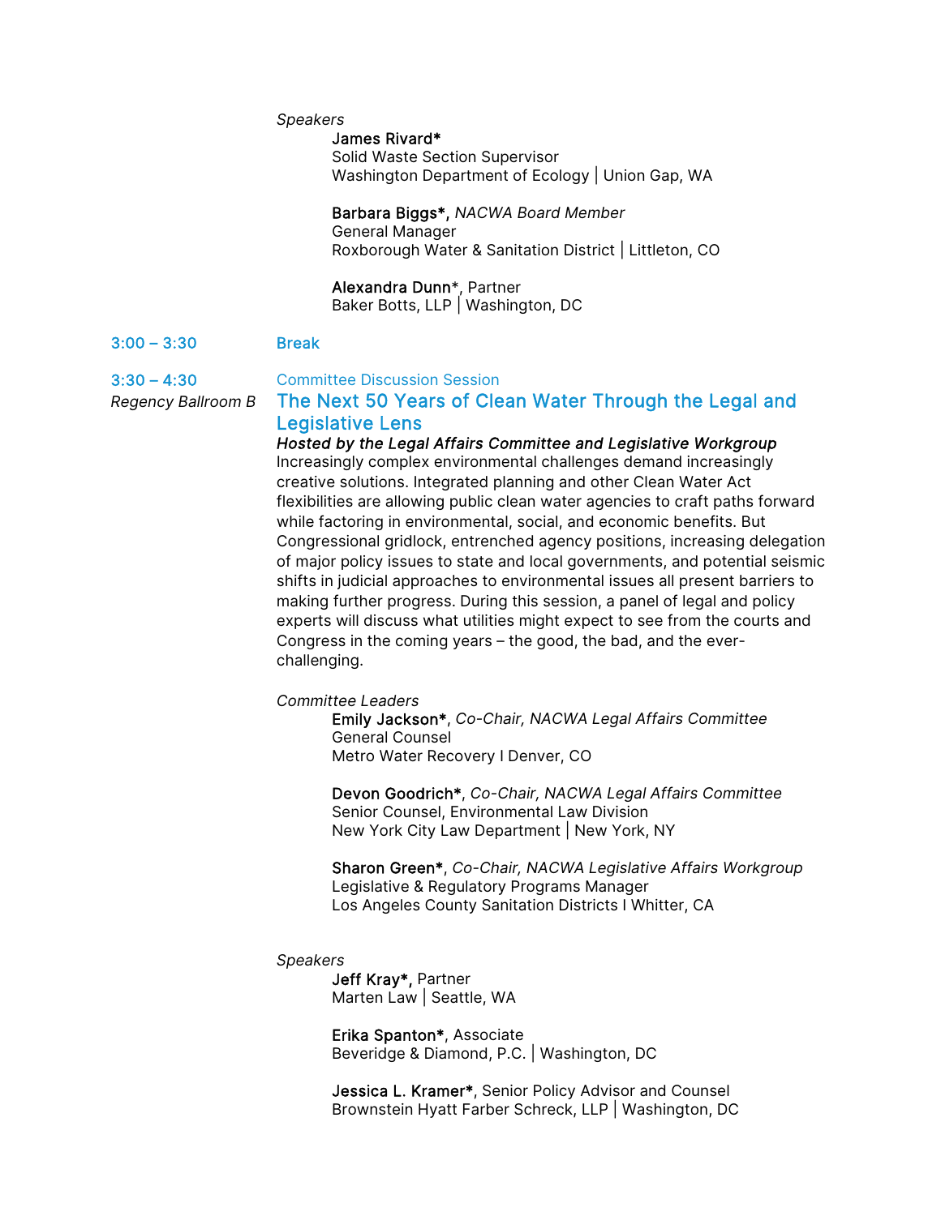*Speakers*

**James Rivard***
Solid Waste Section Supervisor
Washington Department of Ecology | Union Gap, WA

**Barbara Biggs***, *NACWA Board Member*
General Manager
Roxborough Water & Sanitation District | Littleton, CO

**Alexandra Dunn***, Partner
Baker Botts, LLP | Washington, DC

**3:00 – 3:30** **Break**

**3:30 – 4:30**
*Regency Ballroom B*

Committee Discussion Session

## The Next 50 Years of Clean Water Through the Legal and Legislative Lens

***Hosted by the Legal Affairs Committee and Legislative Workgroup***

Increasingly complex environmental challenges demand increasingly creative solutions. Integrated planning and other Clean Water Act flexibilities are allowing public clean water agencies to craft paths forward while factoring in environmental, social, and economic benefits. But Congressional gridlock, entrenched agency positions, increasing delegation of major policy issues to state and local governments, and potential seismic shifts in judicial approaches to environmental issues all present barriers to making further progress. During this session, a panel of legal and policy experts will discuss what utilities might expect to see from the courts and Congress in the coming years – the good, the bad, and the ever-challenging.

*Committee Leaders*

**Emily Jackson***, *Co-Chair, NACWA Legal Affairs Committee*
General Counsel
Metro Water Recovery I Denver, CO

**Devon Goodrich***, *Co-Chair, NACWA Legal Affairs Committee*
Senior Counsel, Environmental Law Division
New York City Law Department | New York, NY

**Sharon Green***, *Co-Chair, NACWA Legislative Affairs Workgroup*
Legislative & Regulatory Programs Manager
Los Angeles County Sanitation Districts I Whitter, CA

*Speakers*

**Jeff Kray***, Partner
Marten Law | Seattle, WA

**Erika Spanton***, Associate
Beveridge & Diamond, P.C. | Washington, DC

**Jessica L. Kramer***, Senior Policy Advisor and Counsel
Brownstein Hyatt Farber Schreck, LLP | Washington, DC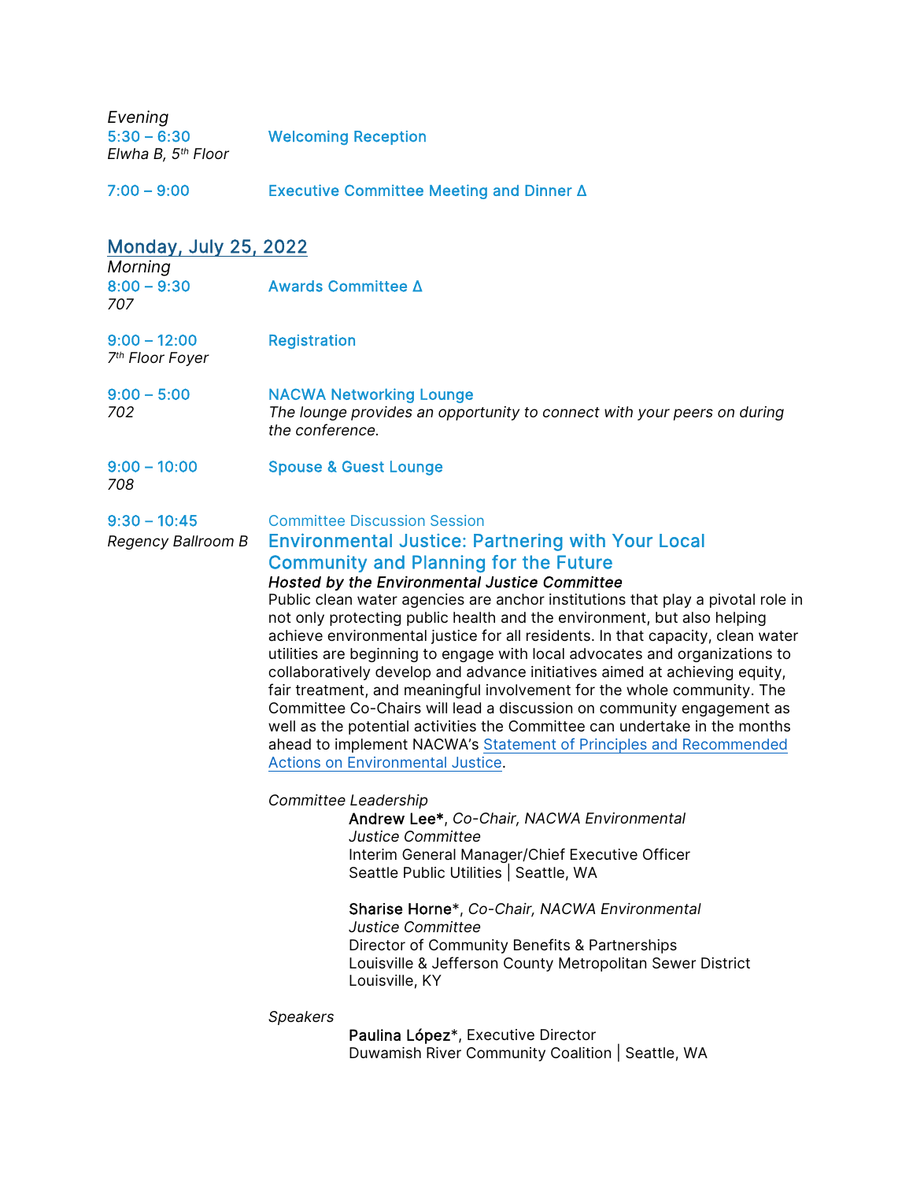*Evening*

**5:30 – 6:30** — **Welcoming Reception**
*Elwha B, 5th Floor*

**7:00 – 9:00** — **Executive Committee Meeting and Dinner Δ**

## Monday, July 25, 2022

*Morning*

**8:00 – 9:30** — **Awards Committee Δ**
*707*

**9:00 – 12:00** — **Registration**
*7th Floor Foyer*

**9:00 – 5:00** — **NACWA Networking Lounge**
*702*
*The lounge provides an opportunity to connect with your peers on during the conference.*

**9:00 – 10:00** — **Spouse & Guest Lounge**
*708*

**9:30 – 10:45** — Committee Discussion Session
*Regency Ballroom B*

### Environmental Justice: Partnering with Your Local Community and Planning for the Future

***Hosted by the Environmental Justice Committee***

Public clean water agencies are anchor institutions that play a pivotal role in not only protecting public health and the environment, but also helping achieve environmental justice for all residents. In that capacity, clean water utilities are beginning to engage with local advocates and organizations to collaboratively develop and advance initiatives aimed at achieving equity, fair treatment, and meaningful involvement for the whole community. The Committee Co-Chairs will lead a discussion on community engagement as well as the potential activities the Committee can undertake in the months ahead to implement NACWA's Statement of Principles and Recommended Actions on Environmental Justice.

*Committee Leadership*

**Andrew Lee***, *Co-Chair, NACWA Environmental Justice Committee*
Interim General Manager/Chief Executive Officer
Seattle Public Utilities | Seattle, WA

**Sharise Horne***, *Co-Chair, NACWA Environmental Justice Committee*
Director of Community Benefits & Partnerships
Louisville & Jefferson County Metropolitan Sewer District
Louisville, KY

*Speakers*

**Paulina López***, Executive Director
Duwamish River Community Coalition | Seattle, WA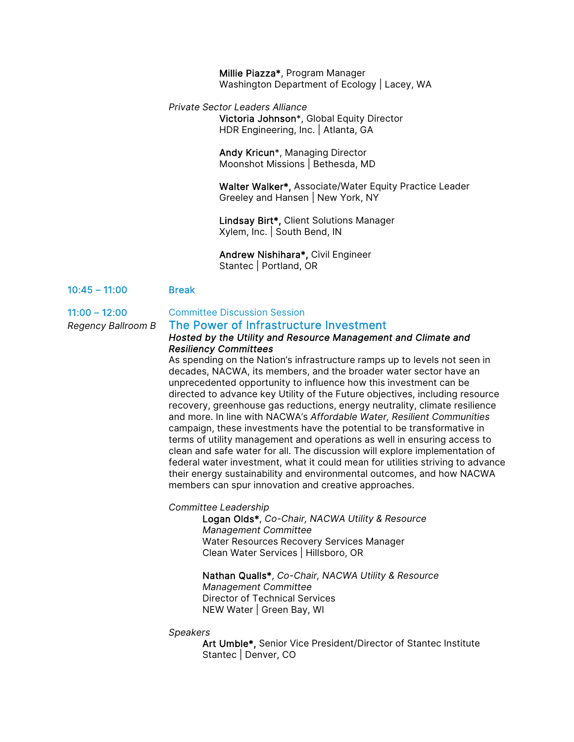**Millie Piazza***, Program Manager
Washington Department of Ecology | Lacey, WA

*Private Sector Leaders Alliance*

**Victoria Johnson***, Global Equity Director
HDR Engineering, Inc. | Atlanta, GA

**Andy Kricun***, Managing Director
Moonshot Missions | Bethesda, MD

**Walter Walker*,** Associate/Water Equity Practice Leader
Greeley and Hansen | New York, NY

**Lindsay Birt*,** Client Solutions Manager
Xylem, Inc. | South Bend, IN

**Andrew Nishihara*,** Civil Engineer
Stantec | Portland, OR

**10:45 – 11:00** **Break**

**11:00 – 12:00**
*Regency Ballroom B*

Committee Discussion Session

## The Power of Infrastructure Investment

***Hosted by the Utility and Resource Management and Climate and Resiliency Committees***

As spending on the Nation's infrastructure ramps up to levels not seen in decades, NACWA, its members, and the broader water sector have an unprecedented opportunity to influence how this investment can be directed to advance key Utility of the Future objectives, including resource recovery, greenhouse gas reductions, energy neutrality, climate resilience and more. In line with NACWA's *Affordable Water, Resilient Communities* campaign, these investments have the potential to be transformative in terms of utility management and operations as well in ensuring access to clean and safe water for all. The discussion will explore implementation of federal water investment, what it could mean for utilities striving to advance their energy sustainability and environmental outcomes, and how NACWA members can spur innovation and creative approaches.

*Committee Leadership*

**Logan Olds***, *Co-Chair, NACWA Utility & Resource Management Committee*
Water Resources Recovery Services Manager
Clean Water Services | Hillsboro, OR

**Nathan Qualls***, *Co-Chair, NACWA Utility & Resource Management Committee*
Director of Technical Services
NEW Water | Green Bay, WI

*Speakers*

**Art Umble*,** Senior Vice President/Director of Stantec Institute
Stantec | Denver, CO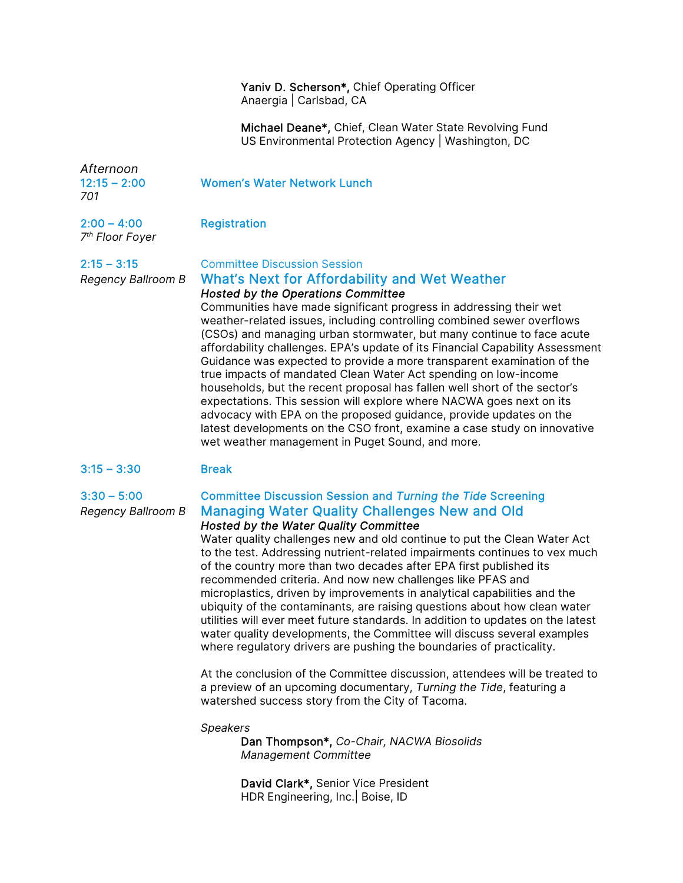**Yaniv D. Scherson\*,** Chief Operating Officer
Anaergia | Carlsbad, CA

**Michael Deane\*,** Chief, Clean Water State Revolving Fund
US Environmental Protection Agency | Washington, DC

*Afternoon*

**12:15 – 2:00** — **Women's Water Network Lunch**
*701*

**2:00 – 4:00** — **Registration**
*7th Floor Foyer*

**2:15 – 3:15** — Committee Discussion Session
*Regency Ballroom B*

## What's Next for Affordability and Wet Weather

***Hosted by the Operations Committee***

Communities have made significant progress in addressing their wet weather-related issues, including controlling combined sewer overflows (CSOs) and managing urban stormwater, but many continue to face acute affordability challenges. EPA's update of its Financial Capability Assessment Guidance was expected to provide a more transparent examination of the true impacts of mandated Clean Water Act spending on low-income households, but the recent proposal has fallen well short of the sector's expectations. This session will explore where NACWA goes next on its advocacy with EPA on the proposed guidance, provide updates on the latest developments on the CSO front, examine a case study on innovative wet weather management in Puget Sound, and more.

**3:15 – 3:30** — **Break**

**3:30 – 5:00** — Committee Discussion Session and *Turning the Tide* Screening
*Regency Ballroom B*

## Managing Water Quality Challenges New and Old

***Hosted by the Water Quality Committee***

Water quality challenges new and old continue to put the Clean Water Act to the test. Addressing nutrient-related impairments continues to vex much of the country more than two decades after EPA first published its recommended criteria. And now new challenges like PFAS and microplastics, driven by improvements in analytical capabilities and the ubiquity of the contaminants, are raising questions about how clean water utilities will ever meet future standards. In addition to updates on the latest water quality developments, the Committee will discuss several examples where regulatory drivers are pushing the boundaries of practicality.

At the conclusion of the Committee discussion, attendees will be treated to a preview of an upcoming documentary, *Turning the Tide*, featuring a watershed success story from the City of Tacoma.

*Speakers*

**Dan Thompson\*,** *Co-Chair, NACWA Biosolids Management Committee*

**David Clark\*,** Senior Vice President
HDR Engineering, Inc.| Boise, ID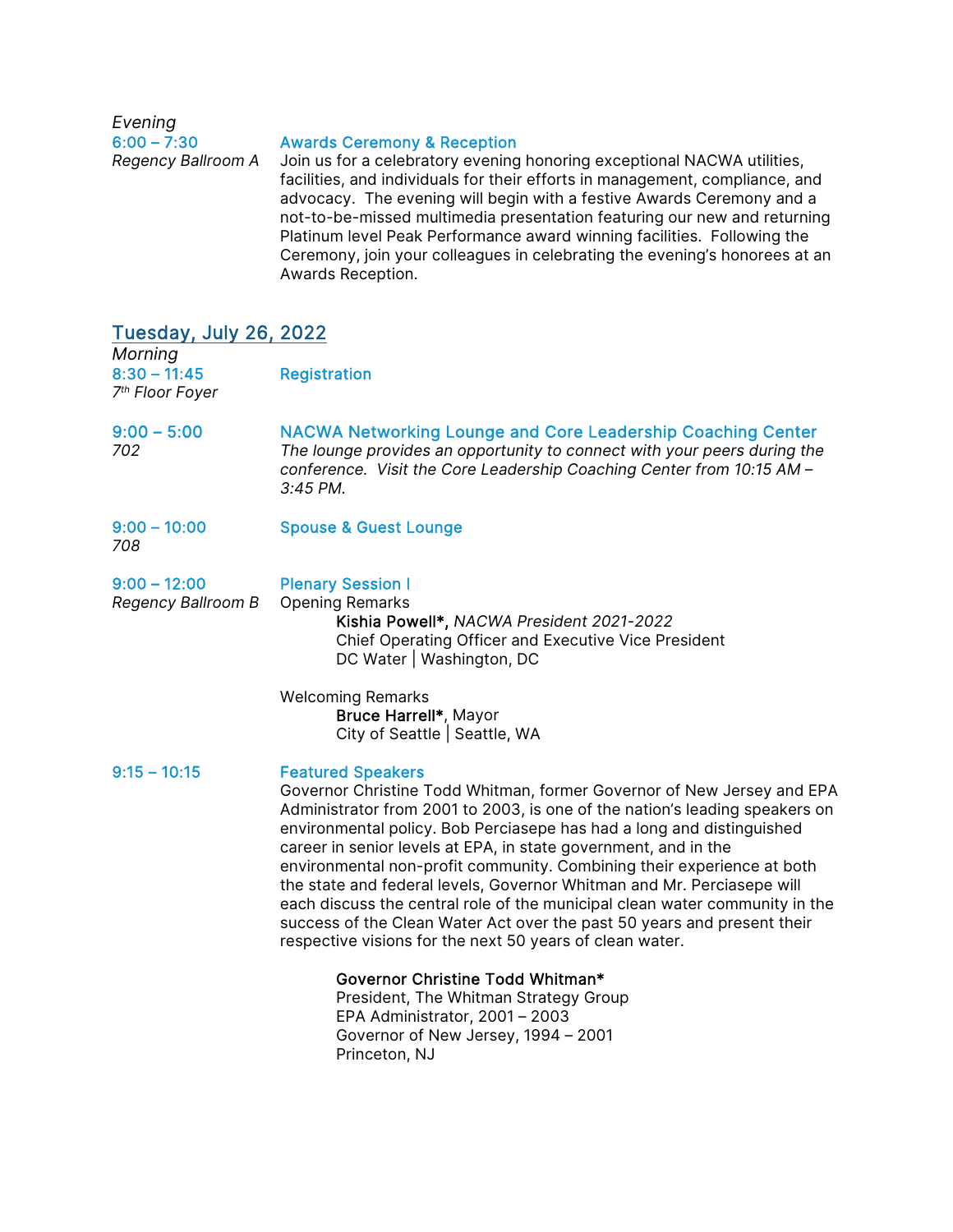*Evening*

**6:00 – 7:30** — **Awards Ceremony & Reception**
*Regency Ballroom A*

Join us for a celebratory evening honoring exceptional NACWA utilities, facilities, and individuals for their efforts in management, compliance, and advocacy. The evening will begin with a festive Awards Ceremony and a not-to-be-missed multimedia presentation featuring our new and returning Platinum level Peak Performance award winning facilities. Following the Ceremony, join your colleagues in celebrating the evening's honorees at an Awards Reception.

## Tuesday, July 26, 2022

*Morning*

**8:30 – 11:45** — **Registration**
*7th Floor Foyer*

**9:00 – 5:00** — **NACWA Networking Lounge and Core Leadership Coaching Center**
*702*

*The lounge provides an opportunity to connect with your peers during the conference. Visit the Core Leadership Coaching Center from 10:15 AM – 3:45 PM.*

**9:00 – 10:00** — **Spouse & Guest Lounge**
*708*

**9:00 – 12:00** — **Plenary Session I**
*Regency Ballroom B*

Opening Remarks

> **Kishia Powell\***, *NACWA President 2021-2022*
> Chief Operating Officer and Executive Vice President
> DC Water | Washington, DC

Welcoming Remarks

> **Bruce Harrell\***, Mayor
> City of Seattle | Seattle, WA

**9:15 – 10:15** — **Featured Speakers**

Governor Christine Todd Whitman, former Governor of New Jersey and EPA Administrator from 2001 to 2003, is one of the nation's leading speakers on environmental policy. Bob Perciasepe has had a long and distinguished career in senior levels at EPA, in state government, and in the environmental non-profit community. Combining their experience at both the state and federal levels, Governor Whitman and Mr. Perciasepe will each discuss the central role of the municipal clean water community in the success of the Clean Water Act over the past 50 years and present their respective visions for the next 50 years of clean water.

> **Governor Christine Todd Whitman\***
> President, The Whitman Strategy Group
> EPA Administrator, 2001 – 2003
> Governor of New Jersey, 1994 – 2001
> Princeton, NJ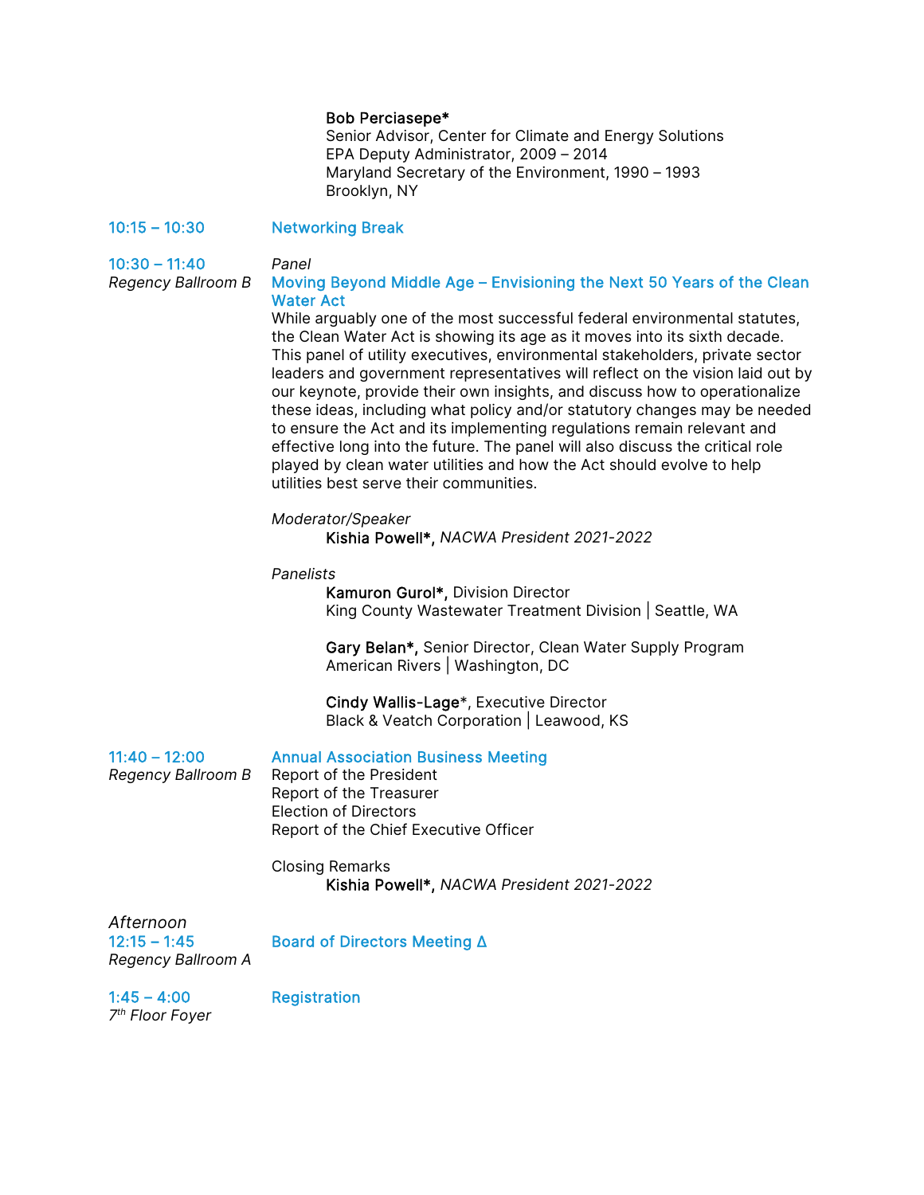**Bob Perciasepe***
Senior Advisor, Center for Climate and Energy Solutions
EPA Deputy Administrator, 2009 – 2014
Maryland Secretary of the Environment, 1990 – 1993
Brooklyn, NY

**10:15 – 10:30** — **Networking Break**

**10:30 – 11:40**
*Regency Ballroom B*

*Panel*

**Moving Beyond Middle Age – Envisioning the Next 50 Years of the Clean Water Act**

While arguably one of the most successful federal environmental statutes, the Clean Water Act is showing its age as it moves into its sixth decade. This panel of utility executives, environmental stakeholders, private sector leaders and government representatives will reflect on the vision laid out by our keynote, provide their own insights, and discuss how to operationalize these ideas, including what policy and/or statutory changes may be needed to ensure the Act and its implementing regulations remain relevant and effective long into the future. The panel will also discuss the critical role played by clean water utilities and how the Act should evolve to help utilities best serve their communities.

*Moderator/Speaker*

**Kishia Powell*,** *NACWA President 2021-2022*

*Panelists*

**Kamuron Gurol*,** Division Director
King County Wastewater Treatment Division | Seattle, WA

**Gary Belan*,** Senior Director, Clean Water Supply Program
American Rivers | Washington, DC

**Cindy Wallis-Lage***, Executive Director
Black & Veatch Corporation | Leawood, KS

**11:40 – 12:00**
*Regency Ballroom B*

**Annual Association Business Meeting**

Report of the President
Report of the Treasurer
Election of Directors
Report of the Chief Executive Officer

Closing Remarks
**Kishia Powell*,** *NACWA President 2021-2022*

*Afternoon*

**12:15 – 1:45**
*Regency Ballroom A*

**Board of Directors Meeting Δ**

**1:45 – 4:00**
*7th Floor Foyer*

**Registration**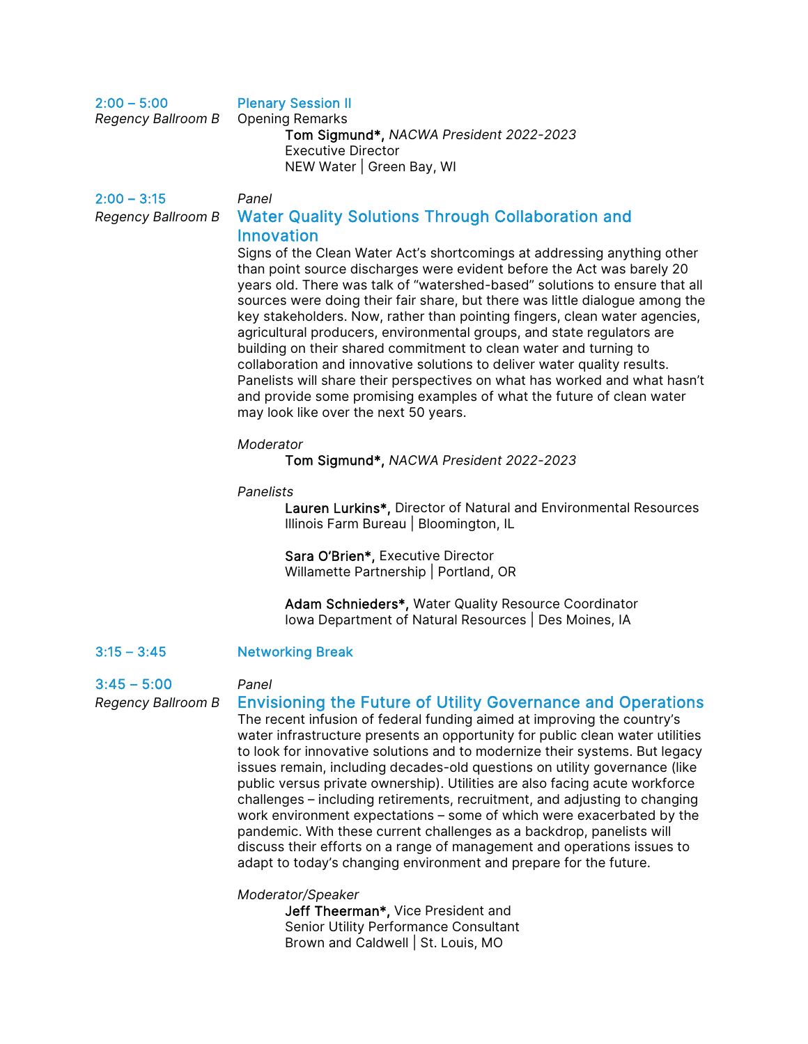**2:00 – 5:00**
*Regency Ballroom B*

### Plenary Session II

Opening Remarks

**Tom Sigmund\*,** *NACWA President 2022-2023*
Executive Director
NEW Water | Green Bay, WI

**2:00 – 3:15**
*Regency Ballroom B*

*Panel*

### Water Quality Solutions Through Collaboration and Innovation

Signs of the Clean Water Act's shortcomings at addressing anything other than point source discharges were evident before the Act was barely 20 years old. There was talk of "watershed-based" solutions to ensure that all sources were doing their fair share, but there was little dialogue among the key stakeholders. Now, rather than pointing fingers, clean water agencies, agricultural producers, environmental groups, and state regulators are building on their shared commitment to clean water and turning to collaboration and innovative solutions to deliver water quality results. Panelists will share their perspectives on what has worked and what hasn't and provide some promising examples of what the future of clean water may look like over the next 50 years.

*Moderator*

**Tom Sigmund\*,** *NACWA President 2022-2023*

*Panelists*

**Lauren Lurkins\*,** Director of Natural and Environmental Resources
Illinois Farm Bureau | Bloomington, IL

**Sara O'Brien\*,** Executive Director
Willamette Partnership | Portland, OR

**Adam Schnieders\*,** Water Quality Resource Coordinator
Iowa Department of Natural Resources | Des Moines, IA

**3:15 – 3:45**

### Networking Break

**3:45 – 5:00**
*Regency Ballroom B*

*Panel*

### Envisioning the Future of Utility Governance and Operations

The recent infusion of federal funding aimed at improving the country's water infrastructure presents an opportunity for public clean water utilities to look for innovative solutions and to modernize their systems. But legacy issues remain, including decades-old questions on utility governance (like public versus private ownership). Utilities are also facing acute workforce challenges – including retirements, recruitment, and adjusting to changing work environment expectations – some of which were exacerbated by the pandemic. With these current challenges as a backdrop, panelists will discuss their efforts on a range of management and operations issues to adapt to today's changing environment and prepare for the future.

*Moderator/Speaker*

**Jeff Theerman\*,** Vice President and
Senior Utility Performance Consultant
Brown and Caldwell | St. Louis, MO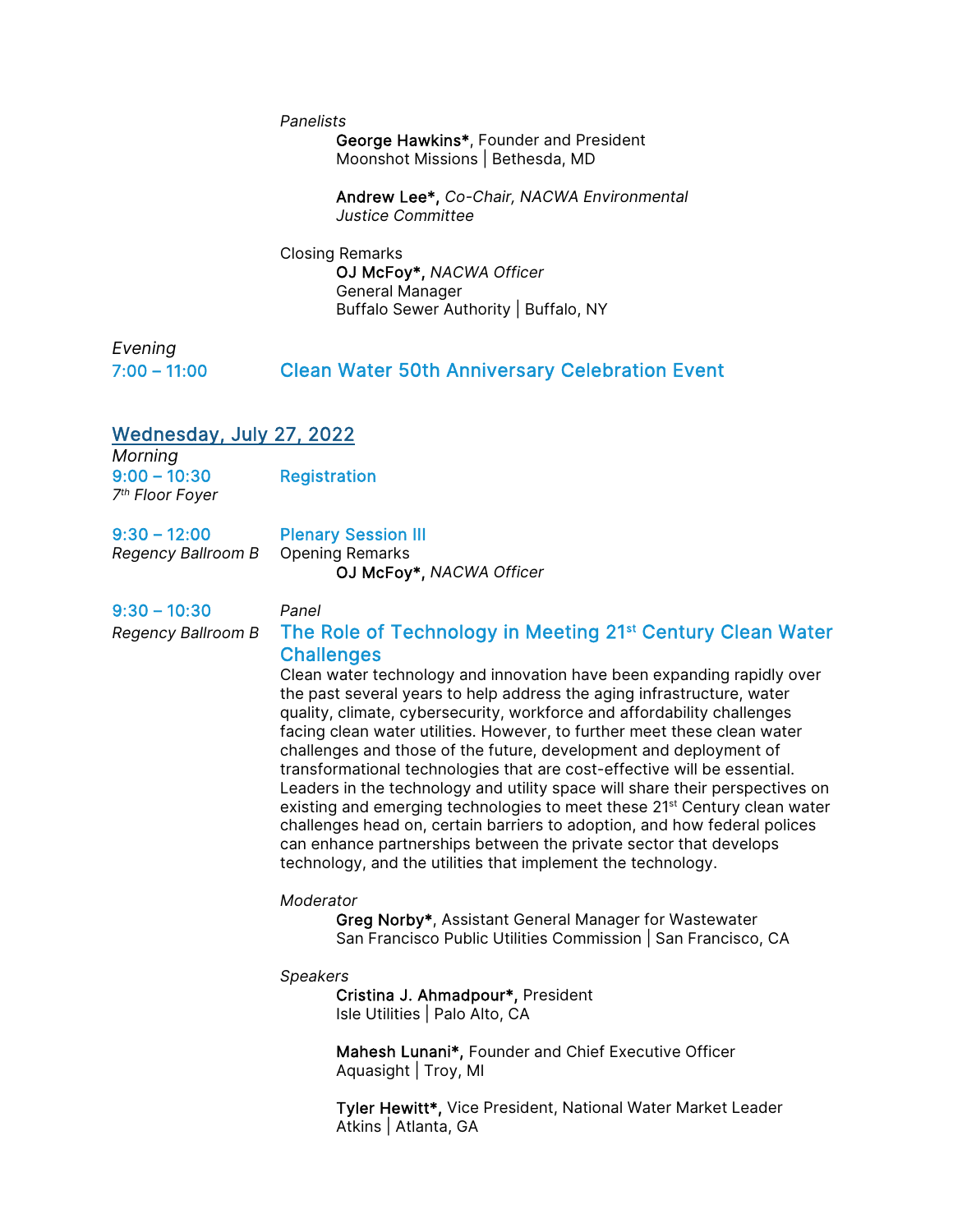*Panelists*

**George Hawkins***, Founder and President
Moonshot Missions | Bethesda, MD

**Andrew Lee***, *Co-Chair, NACWA Environmental Justice Committee*

Closing Remarks

**OJ McFoy***, *NACWA Officer*
General Manager
Buffalo Sewer Authority | Buffalo, NY

*Evening*

**7:00 – 11:00** **Clean Water 50th Anniversary Celebration Event**

## Wednesday, July 27, 2022

*Morning*

**9:00 – 10:30** **Registration**
*7th Floor Foyer*

**9:30 – 12:00** **Plenary Session III**
*Regency Ballroom B*

Opening Remarks

**OJ McFoy***, *NACWA Officer*

**9:30 – 10:30**
*Regency Ballroom B*

*Panel*

### The Role of Technology in Meeting 21st Century Clean Water Challenges

Clean water technology and innovation have been expanding rapidly over the past several years to help address the aging infrastructure, water quality, climate, cybersecurity, workforce and affordability challenges facing clean water utilities. However, to further meet these clean water challenges and those of the future, development and deployment of transformational technologies that are cost-effective will be essential. Leaders in the technology and utility space will share their perspectives on existing and emerging technologies to meet these 21st Century clean water challenges head on, certain barriers to adoption, and how federal polices can enhance partnerships between the private sector that develops technology, and the utilities that implement the technology.

*Moderator*

**Greg Norby***, Assistant General Manager for Wastewater
San Francisco Public Utilities Commission | San Francisco, CA

*Speakers*

**Cristina J. Ahmadpour***, President
Isle Utilities | Palo Alto, CA

**Mahesh Lunani***, Founder and Chief Executive Officer
Aquasight | Troy, MI

**Tyler Hewitt***, Vice President, National Water Market Leader
Atkins | Atlanta, GA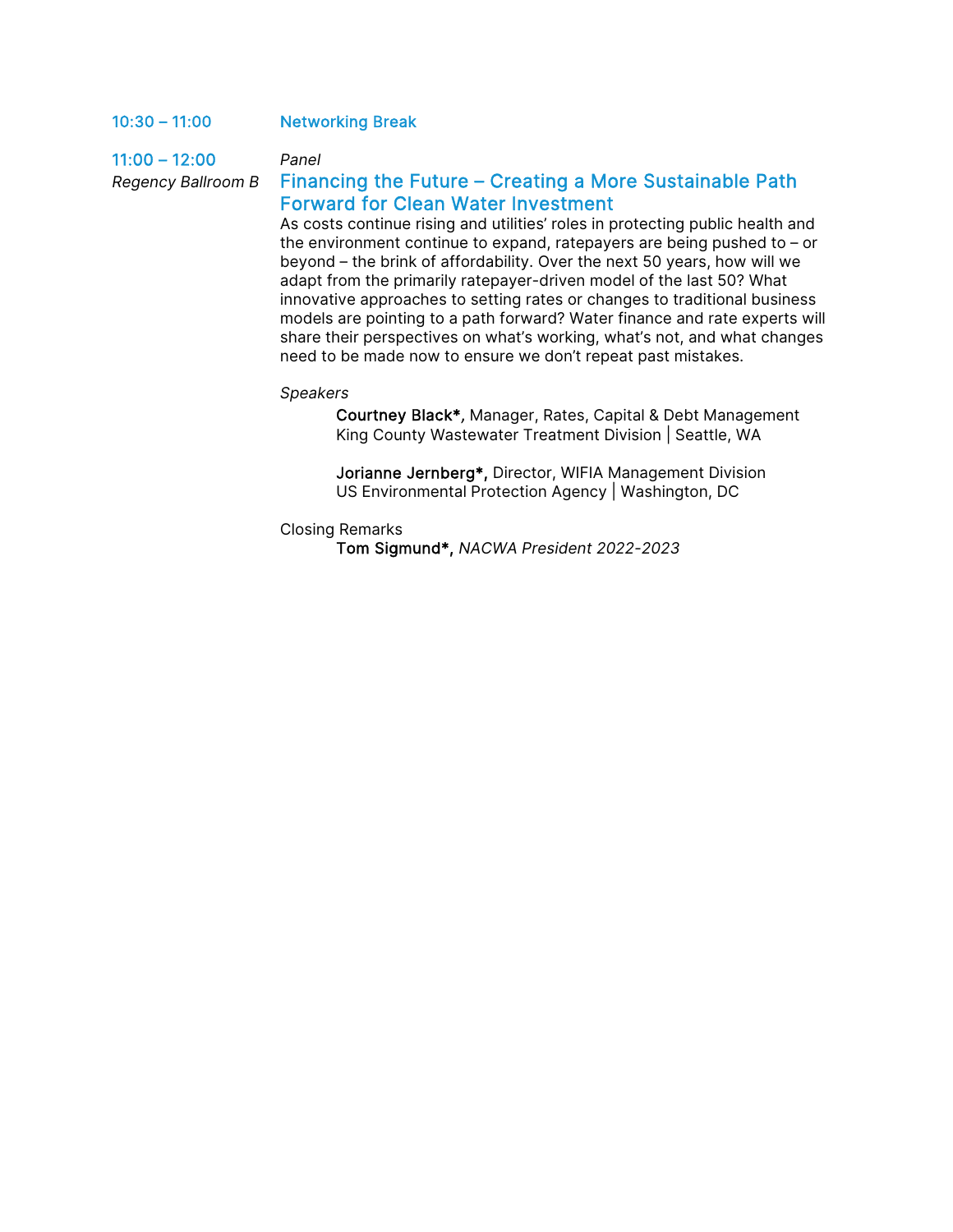**10:30 – 11:00** **Networking Break**

**11:00 – 12:00**
*Regency Ballroom B*

*Panel*

## Financing the Future – Creating a More Sustainable Path Forward for Clean Water Investment

As costs continue rising and utilities' roles in protecting public health and the environment continue to expand, ratepayers are being pushed to – or beyond – the brink of affordability. Over the next 50 years, how will we adapt from the primarily ratepayer-driven model of the last 50? What innovative approaches to setting rates or changes to traditional business models are pointing to a path forward? Water finance and rate experts will share their perspectives on what's working, what's not, and what changes need to be made now to ensure we don't repeat past mistakes.

*Speakers*

**Courtney Black\*,** Manager, Rates, Capital & Debt Management
King County Wastewater Treatment Division | Seattle, WA

**Jorianne Jernberg\*,** Director, WIFIA Management Division
US Environmental Protection Agency | Washington, DC

Closing Remarks

**Tom Sigmund\*,** *NACWA President 2022-2023*